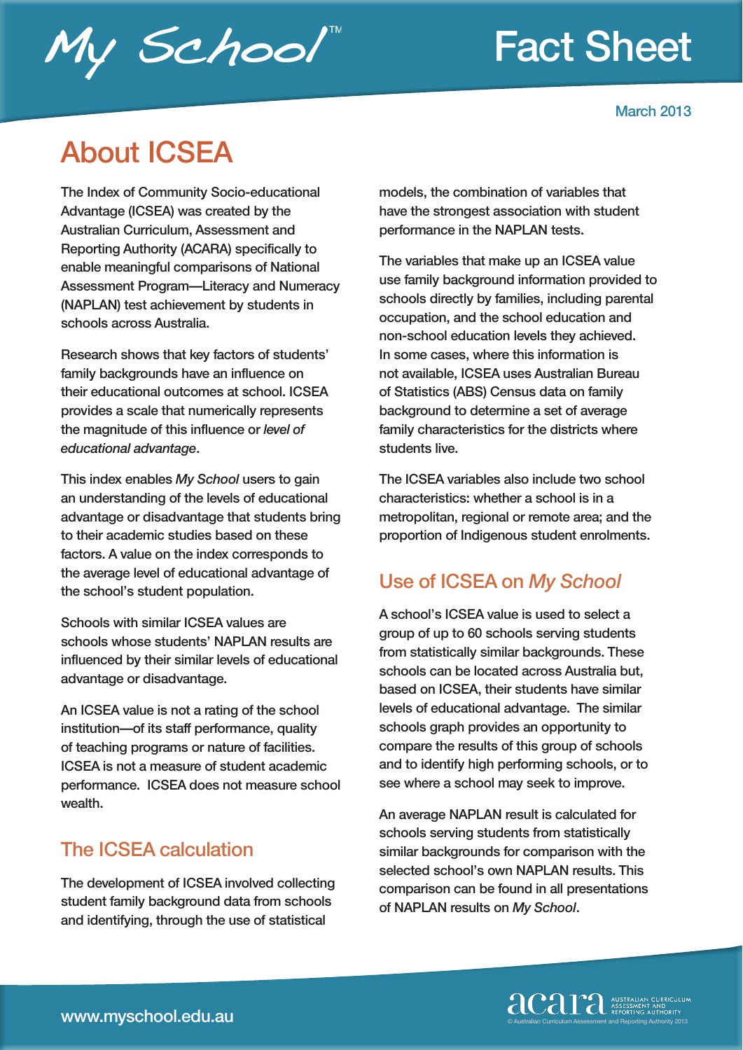My School™ Fact Sheet

March 2013

# About ICSEA

The Index of Community Socio-educational Advantage (ICSEA) was created by the Australian Curriculum, Assessment and Reporting Authority (ACARA) specifically to enable meaningful comparisons of National Assessment Program—Literacy and Numeracy (NAPLAN) test achievement by students in schools across Australia.

Research shows that key factors of students' family backgrounds have an influence on their educational outcomes at school. ICSEA provides a scale that numerically represents the magnitude of this influence or *level of educational advantage*.

This index enables *My School* users to gain an understanding of the levels of educational advantage or disadvantage that students bring to their academic studies based on these factors. A value on the index corresponds to the average level of educational advantage of the school's student population.

Schools with similar ICSEA values are schools whose students' NAPLAN results are influenced by their similar levels of educational advantage or disadvantage.

An ICSEA value is not a rating of the school institution—of its staff performance, quality of teaching programs or nature of facilities. ICSEA is not a measure of student academic performance. ICSEA does not measure school wealth.

## The ICSEA calculation

The development of ICSEA involved collecting student family background data from schools and identifying, through the use of statistical models, the combination of variables that have the strongest association with student performance in the NAPLAN tests.

The variables that make up an ICSEA value use family background information provided to schools directly by families, including parental occupation, and the school education and non-school education levels they achieved. In some cases, where this information is not available, ICSEA uses Australian Bureau of Statistics (ABS) Census data on family background to determine a set of average family characteristics for the districts where students live.

The ICSEA variables also include two school characteristics: whether a school is in a metropolitan, regional or remote area; and the proportion of Indigenous student enrolments.

## Use of ICSEA on *My School*

A school's ICSEA value is used to select a group of up to 60 schools serving students from statistically similar backgrounds. These schools can be located across Australia but, based on ICSEA, their students have similar levels of educational advantage. The similar schools graph provides an opportunity to compare the results of this group of schools and to identify high performing schools, or to see where a school may seek to improve.

An average NAPLAN result is calculated for schools serving students from statistically similar backgrounds for comparison with the selected school's own NAPLAN results. This comparison can be found in all presentations of NAPLAN results on *My School*.

www.myschool.edu.au

acara AUSTRALIAN CURRICULUM ASSESSMENT AND REPORTING AUTHORITY
© Australian Curriculum Assessment and Reporting Authority 2013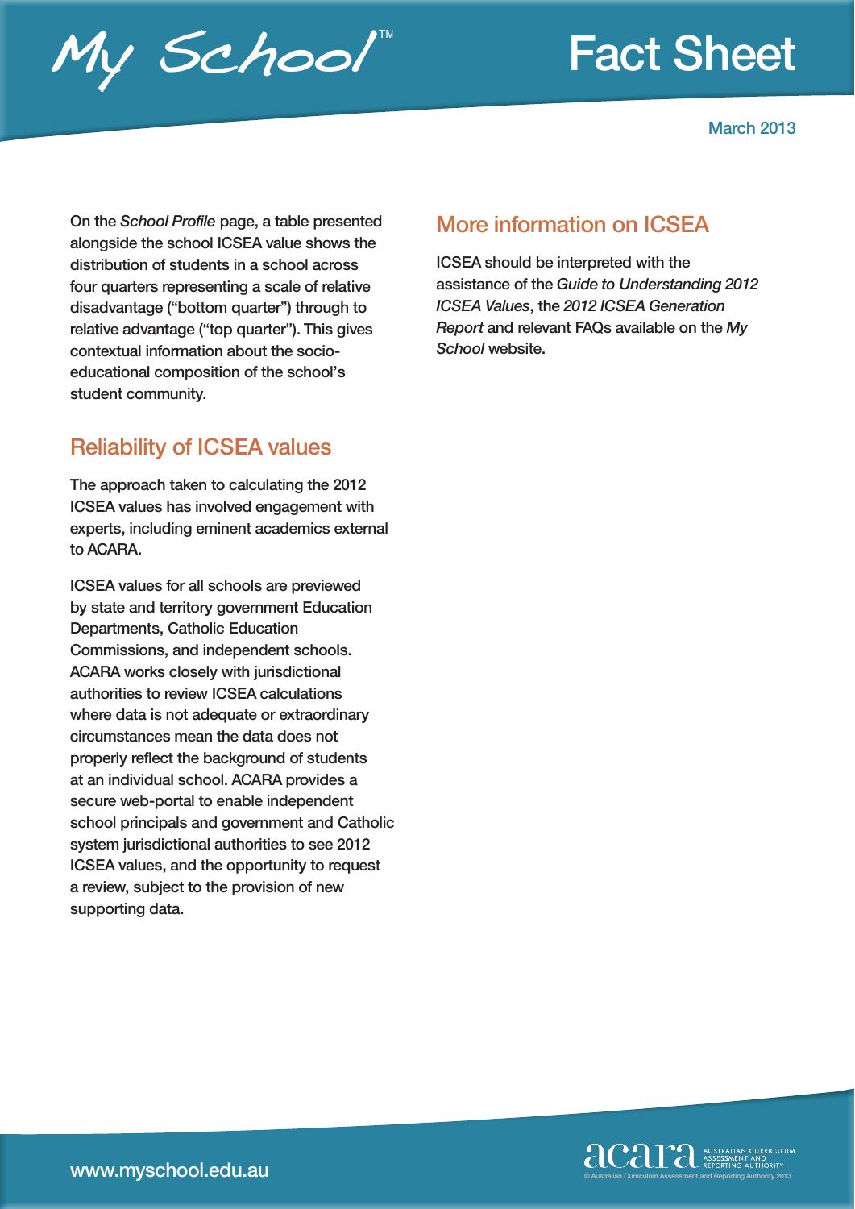On the *School Profile* page, a table presented alongside the school ICSEA value shows the distribution of students in a school across four quarters representing a scale of relative disadvantage ("bottom quarter") through to relative advantage ("top quarter"). This gives contextual information about the socio-educational composition of the school's student community.

## Reliability of ICSEA values

The approach taken to calculating the 2012 ICSEA values has involved engagement with experts, including eminent academics external to ACARA.

ICSEA values for all schools are previewed by state and territory government Education Departments, Catholic Education Commissions, and independent schools. ACARA works closely with jurisdictional authorities to review ICSEA calculations where data is not adequate or extraordinary circumstances mean the data does not properly reflect the background of students at an individual school. ACARA provides a secure web-portal to enable independent school principals and government and Catholic system jurisdictional authorities to see 2012 ICSEA values, and the opportunity to request a review, subject to the provision of new supporting data.

## More information on ICSEA

ICSEA should be interpreted with the assistance of the *Guide to Understanding 2012 ICSEA Values*, the *2012 ICSEA Generation Report* and relevant FAQs available on the *My School* website.